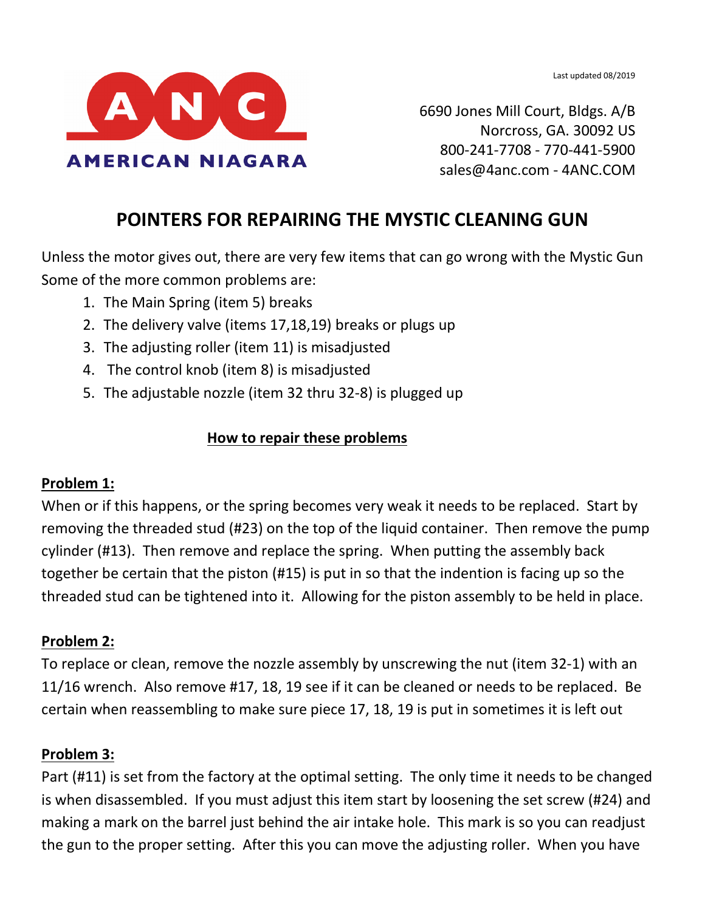Last updated 08/2019

**ANC**
**AMERICAN NIAGARA**

6690 Jones Mill Court, Bldgs. A/B
Norcross, GA. 30092 US
800-241-7708 - 770-441-5900
sales@4anc.com - 4ANC.COM

# POINTERS FOR REPAIRING THE MYSTIC CLEANING GUN

Unless the motor gives out, there are very few items that can go wrong with the Mystic Gun Some of the more common problems are:

1. The Main Spring (item 5) breaks
2. The delivery valve (items 17,18,19) breaks or plugs up
3. The adjusting roller (item 11) is misadjusted
4. The control knob (item 8) is misadjusted
5. The adjustable nozzle (item 32 thru 32-8) is plugged up

## How to repair these problems

### Problem 1:

When or if this happens, or the spring becomes very weak it needs to be replaced. Start by removing the threaded stud (#23) on the top of the liquid container. Then remove the pump cylinder (#13). Then remove and replace the spring. When putting the assembly back together be certain that the piston (#15) is put in so that the indention is facing up so the threaded stud can be tightened into it. Allowing for the piston assembly to be held in place.

### Problem 2:

To replace or clean, remove the nozzle assembly by unscrewing the nut (item 32-1) with an 11/16 wrench. Also remove #17, 18, 19 see if it can be cleaned or needs to be replaced. Be certain when reassembling to make sure piece 17, 18, 19 is put in sometimes it is left out

### Problem 3:

Part (#11) is set from the factory at the optimal setting. The only time it needs to be changed is when disassembled. If you must adjust this item start by loosening the set screw (#24) and making a mark on the barrel just behind the air intake hole. This mark is so you can readjust the gun to the proper setting. After this you can move the adjusting roller. When you have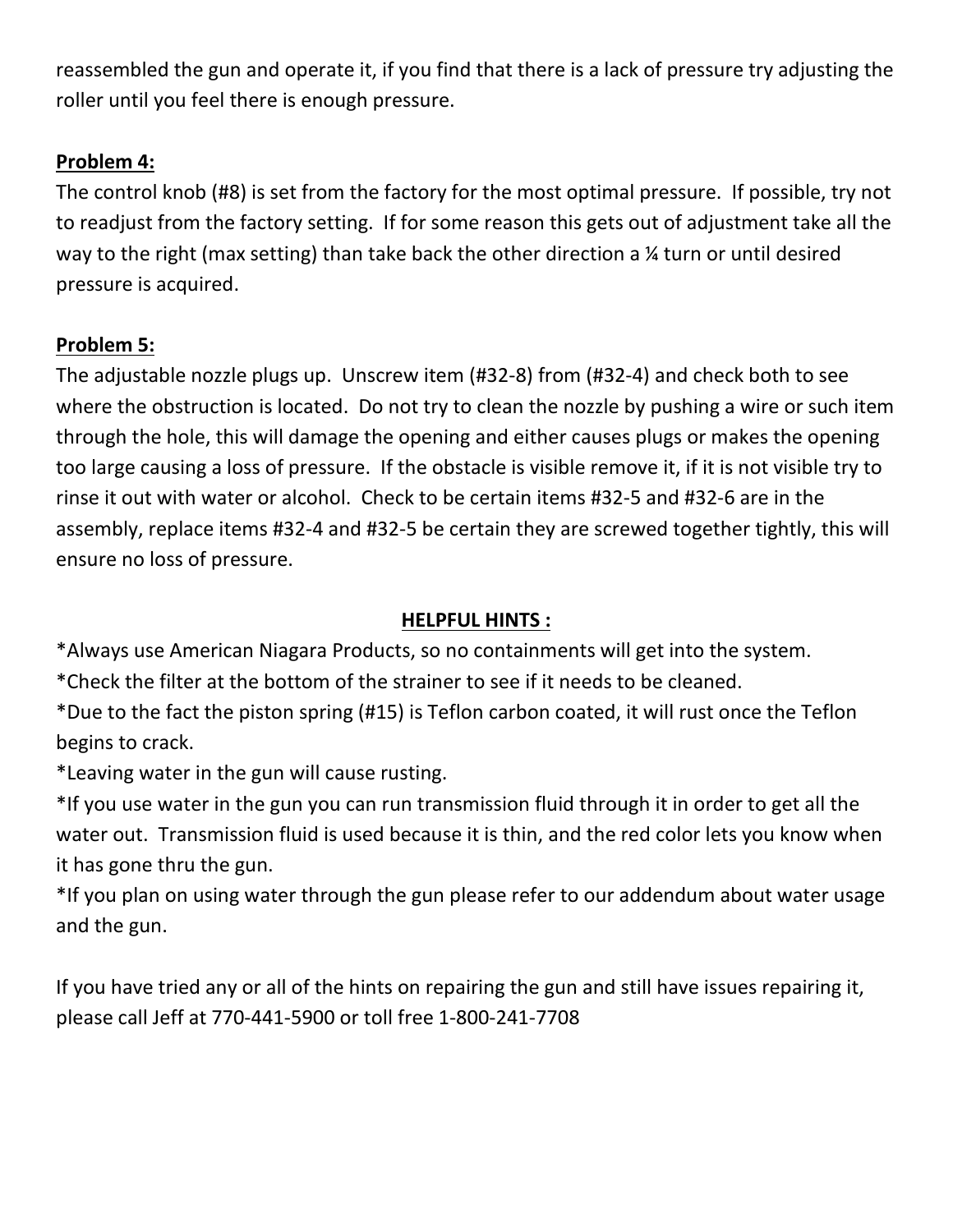reassembled the gun and operate it, if you find that there is a lack of pressure try adjusting the roller until you feel there is enough pressure.

**Problem 4:**

The control knob (#8) is set from the factory for the most optimal pressure. If possible, try not to readjust from the factory setting. If for some reason this gets out of adjustment take all the way to the right (max setting) than take back the other direction a ¼ turn or until desired pressure is acquired.

**Problem 5:**

The adjustable nozzle plugs up. Unscrew item (#32-8) from (#32-4) and check both to see where the obstruction is located. Do not try to clean the nozzle by pushing a wire or such item through the hole, this will damage the opening and either causes plugs or makes the opening too large causing a loss of pressure. If the obstacle is visible remove it, if it is not visible try to rinse it out with water or alcohol. Check to be certain items #32-5 and #32-6 are in the assembly, replace items #32-4 and #32-5 be certain they are screwed together tightly, this will ensure no loss of pressure.

## HELPFUL HINTS :

*Always use American Niagara Products, so no containments will get into the system.

*Check the filter at the bottom of the strainer to see if it needs to be cleaned.

*Due to the fact the piston spring (#15) is Teflon carbon coated, it will rust once the Teflon begins to crack.

*Leaving water in the gun will cause rusting.

*If you use water in the gun you can run transmission fluid through it in order to get all the water out. Transmission fluid is used because it is thin, and the red color lets you know when it has gone thru the gun.

*If you plan on using water through the gun please refer to our addendum about water usage and the gun.

If you have tried any or all of the hints on repairing the gun and still have issues repairing it, please call Jeff at 770-441-5900 or toll free 1-800-241-7708